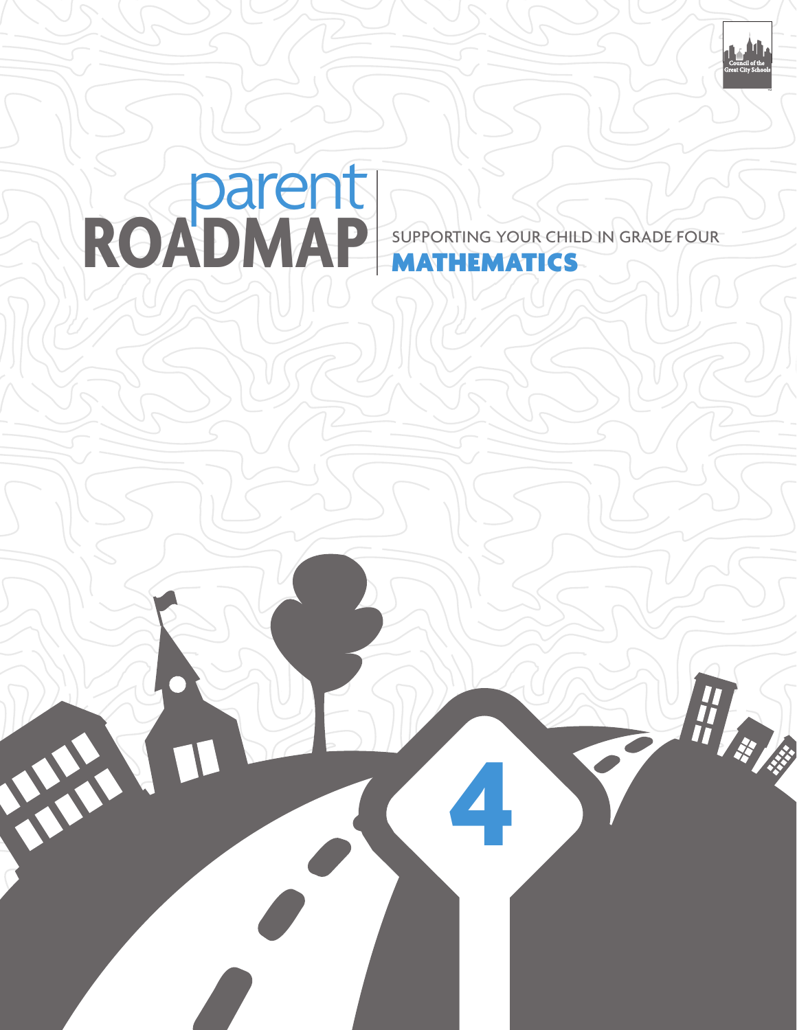# parent ROADMAP

SUPPORTING YOUR CHILD IN GRADE FOUR

**MATHEMATICS**

4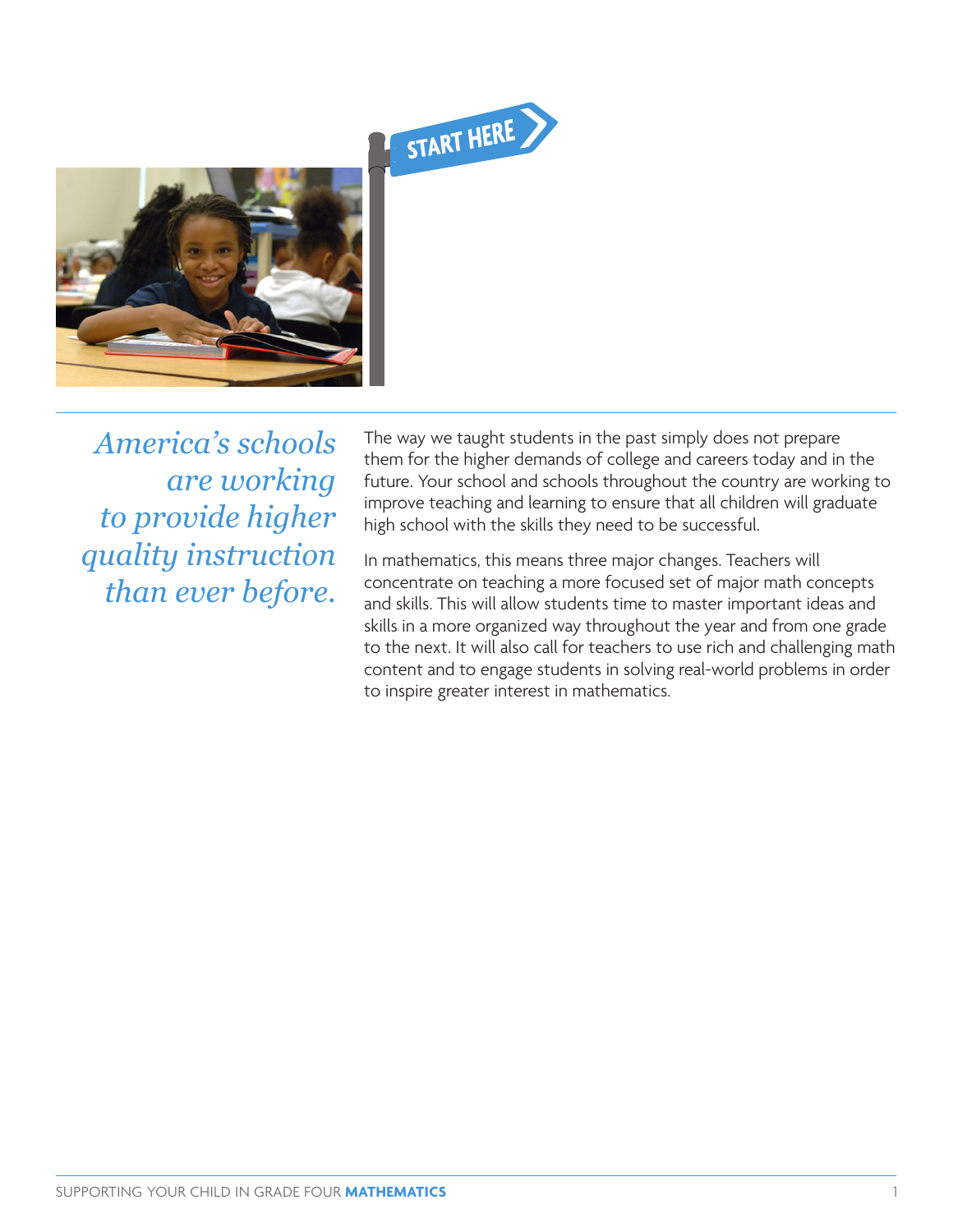START HERE

*America's schools are working to provide higher quality instruction than ever before.*

The way we taught students in the past simply does not prepare them for the higher demands of college and careers today and in the future. Your school and schools throughout the country are working to improve teaching and learning to ensure that all children will graduate high school with the skills they need to be successful.

In mathematics, this means three major changes. Teachers will concentrate on teaching a more focused set of major math concepts and skills. This will allow students time to master important ideas and skills in a more organized way throughout the year and from one grade to the next. It will also call for teachers to use rich and challenging math content and to engage students in solving real-world problems in order to inspire greater interest in mathematics.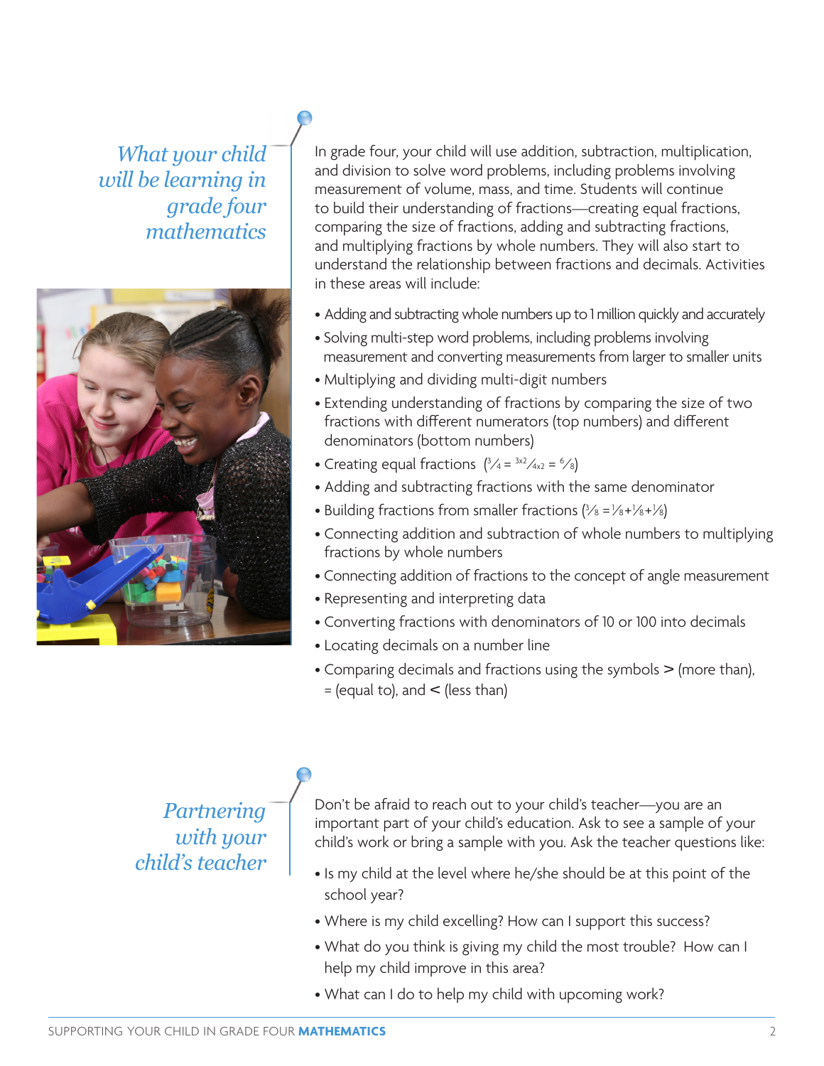## *What your child will be learning in grade four mathematics*

In grade four, your child will use addition, subtraction, multiplication, and division to solve word problems, including problems involving measurement of volume, mass, and time. Students will continue to build their understanding of fractions—creating equal fractions, comparing the size of fractions, adding and subtracting fractions, and multiplying fractions by whole numbers. They will also start to understand the relationship between fractions and decimals. Activities in these areas will include:

- Adding and subtracting whole numbers up to 1 million quickly and accurately
- Solving multi-step word problems, including problems involving measurement and converting measurements from larger to smaller units
- Multiplying and dividing multi-digit numbers
- Extending understanding of fractions by comparing the size of two fractions with different numerators (top numbers) and different denominators (bottom numbers)
- Creating equal fractions ($\frac{3}{4} = \frac{3 \times 2}{4 \times 2} = \frac{6}{8}$)
- Adding and subtracting fractions with the same denominator
- Building fractions from smaller fractions ($\frac{3}{8} = \frac{1}{8} + \frac{1}{8} + \frac{1}{8}$)
- Connecting addition and subtraction of whole numbers to multiplying fractions by whole numbers
- Connecting addition of fractions to the concept of angle measurement
- Representing and interpreting data
- Converting fractions with denominators of 10 or 100 into decimals
- Locating decimals on a number line
- Comparing decimals and fractions using the symbols **>** (more than), = (equal to), and **<** (less than)

## *Partnering with your child's teacher*

Don't be afraid to reach out to your child's teacher—you are an important part of your child's education. Ask to see a sample of your child's work or bring a sample with you. Ask the teacher questions like:

- Is my child at the level where he/she should be at this point of the school year?
- Where is my child excelling? How can I support this success?
- What do you think is giving my child the most trouble? How can I help my child improve in this area?
- What can I do to help my child with upcoming work?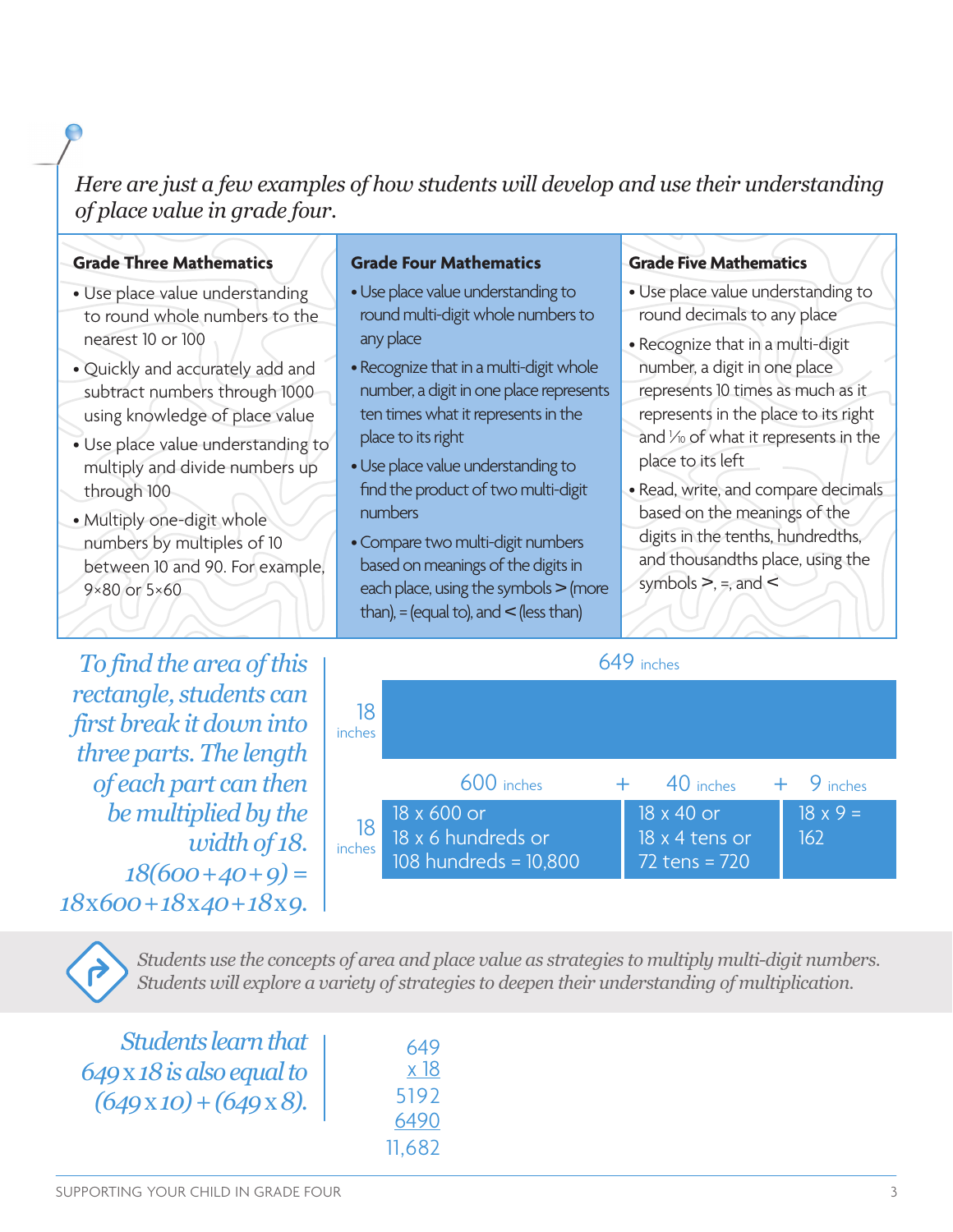*Here are just a few examples of how students will develop and use their understanding of place value in grade four.*

| Grade Three Mathematics | Grade Four Mathematics | Grade Five Mathematics |
|---|---|---|
| • Use place value understanding to round whole numbers to the nearest 10 or 100<br>• Quickly and accurately add and subtract numbers through 1000 using knowledge of place value<br>• Use place value understanding to multiply and divide numbers up through 100<br>• Multiply one-digit whole numbers by multiples of 10 between 10 and 90. For example, 9×80 or 5×60 | • Use place value understanding to round multi-digit whole numbers to any place<br>• Recognize that in a multi-digit whole number, a digit in one place represents ten times what it represents in the place to its right<br>• Use place value understanding to find the product of two multi-digit numbers<br>• Compare two multi-digit numbers based on meanings of the digits in each place, using the symbols > (more than), = (equal to), and < (less than) | • Use place value understanding to round decimals to any place<br>• Recognize that in a multi-digit number, a digit in one place represents 10 times as much as it represents in the place to its right and 1⁄10 of what it represents in the place to its left<br>• Read, write, and compare decimals based on the meanings of the digits in the tenths, hundredths, and thousandths place, using the symbols >, =, and < |

*To find the area of this rectangle, students can first break it down into three parts. The length of each part can then be multiplied by the width of 18. 18(600+40+9) = 18x600+18x40+18x9.*

649 inches

18 inches

600 inches + 40 inches + 9 inches

18 inches

18 x 600 or
18 x 6 hundreds or
108 hundreds = 10,800

18 x 40 or
18 x 4 tens or
72 tens = 720

18 x 9 =
162

*Students use the concepts of area and place value as strategies to multiply multi-digit numbers. Students will explore a variety of strategies to deepen their understanding of multiplication.*

*Students learn that 649 x 18 is also equal to (649 x 10) + (649 x 8).*

```
  649
 x 18
 5192
 6490
11,682
```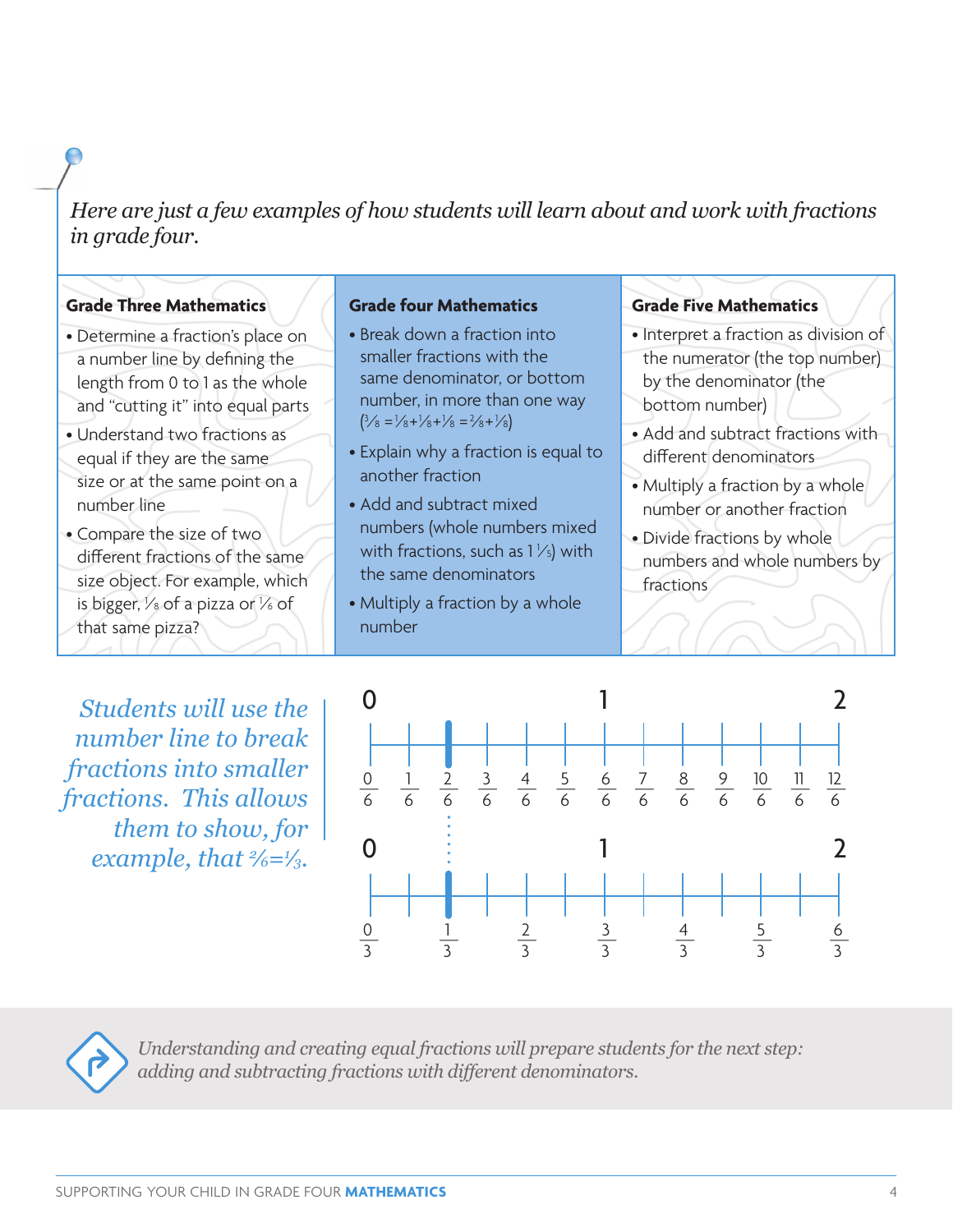*Here are just a few examples of how students will learn about and work with fractions in grade four.*

| Grade Three Mathematics | Grade four Mathematics | Grade Five Mathematics |
|---|---|---|
| • Determine a fraction's place on a number line by defining the length from 0 to 1 as the whole and "cutting it" into equal parts<br>• Understand two fractions as equal if they are the same size or at the same point on a number line<br>• Compare the size of two different fractions of the same size object. For example, which is bigger, $\frac{1}{8}$ of a pizza or $\frac{1}{6}$ of that same pizza? | • Break down a fraction into smaller fractions with the same denominator, or bottom number, in more than one way ($\frac{3}{8} = \frac{1}{8}+\frac{1}{8}+\frac{1}{8} = \frac{2}{8}+\frac{1}{8}$)<br>• Explain why a fraction is equal to another fraction<br>• Add and subtract mixed numbers (whole numbers mixed with fractions, such as $1\frac{1}{5}$) with the same denominators<br>• Multiply a fraction by a whole number | • Interpret a fraction as division of the numerator (the top number) by the denominator (the bottom number)<br>• Add and subtract fractions with different denominators<br>• Multiply a fraction by a whole number or another fraction<br>• Divide fractions by whole numbers and whole numbers by fractions |

*Students will use the number line to break fractions into smaller fractions. This allows them to show, for example, that $\frac{2}{6} = \frac{1}{3}$.*

0 1 2

$\frac{0}{6}$ $\frac{1}{6}$ $\frac{2}{6}$ $\frac{3}{6}$ $\frac{4}{6}$ $\frac{5}{6}$ $\frac{6}{6}$ $\frac{7}{6}$ $\frac{8}{6}$ $\frac{9}{6}$ $\frac{10}{6}$ $\frac{11}{6}$ $\frac{12}{6}$

0 1 2

$\frac{0}{3}$ $\frac{1}{3}$ $\frac{2}{3}$ $\frac{3}{3}$ $\frac{4}{3}$ $\frac{5}{3}$ $\frac{6}{3}$

*Understanding and creating equal fractions will prepare students for the next step: adding and subtracting fractions with different denominators.*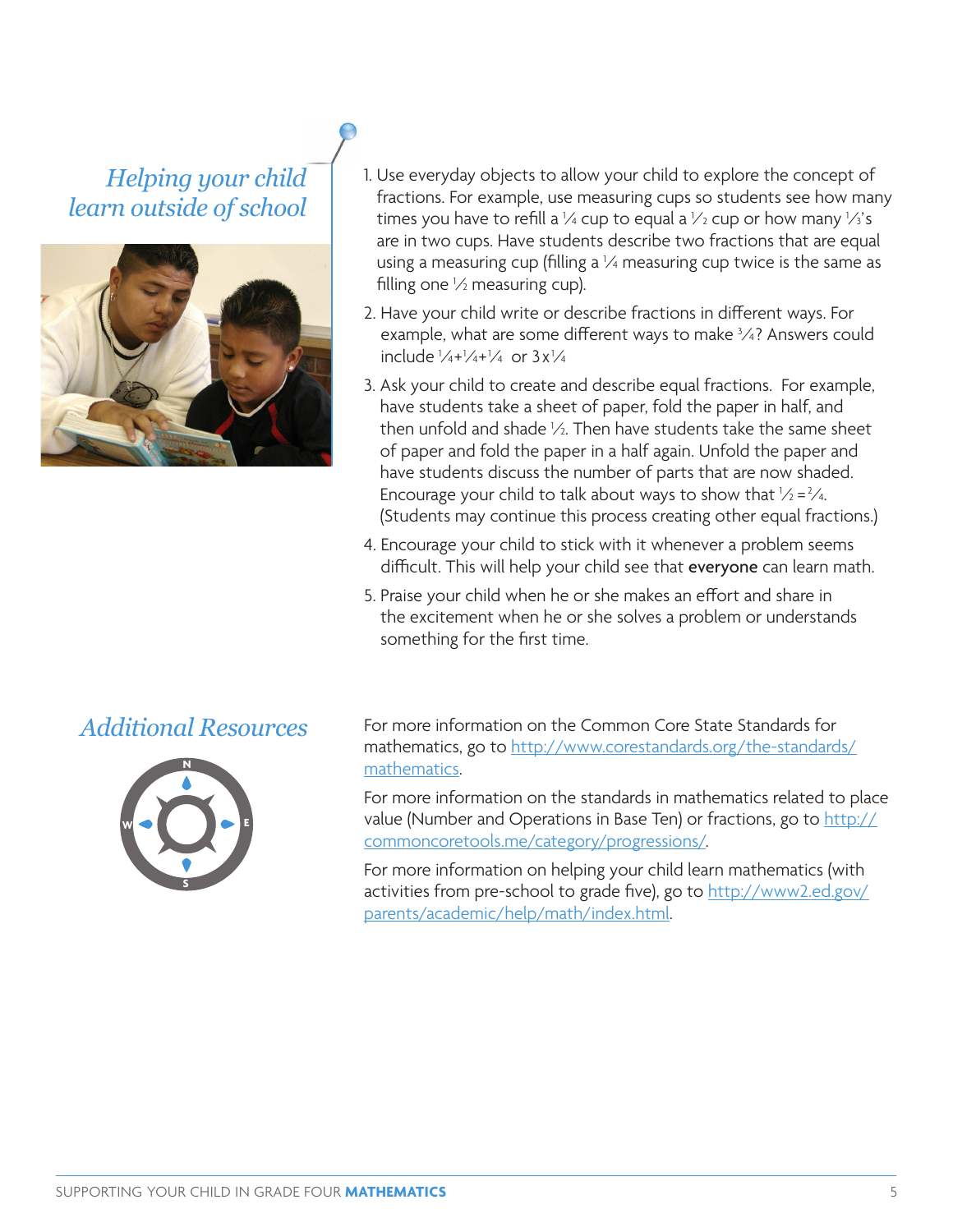## *Helping your child learn outside of school*

1. Use everyday objects to allow your child to explore the concept of fractions. For example, use measuring cups so students see how many times you have to refill a $\frac{1}{4}$ cup to equal a $\frac{1}{2}$ cup or how many $\frac{1}{3}$'s are in two cups. Have students describe two fractions that are equal using a measuring cup (filling a $\frac{1}{4}$ measuring cup twice is the same as filling one $\frac{1}{2}$ measuring cup).
2. Have your child write or describe fractions in different ways. For example, what are some different ways to make $\frac{3}{4}$? Answers could include $\frac{1}{4}+\frac{1}{4}+\frac{1}{4}$ or $3 \times \frac{1}{4}$
3. Ask your child to create and describe equal fractions. For example, have students take a sheet of paper, fold the paper in half, and then unfold and shade $\frac{1}{2}$. Then have students take the same sheet of paper and fold the paper in a half again. Unfold the paper and have students discuss the number of parts that are now shaded. Encourage your child to talk about ways to show that $\frac{1}{2} = \frac{2}{4}$. (Students may continue this process creating other equal fractions.)
4. Encourage your child to stick with it whenever a problem seems difficult. This will help your child see that **everyone** can learn math.
5. Praise your child when he or she makes an effort and share in the excitement when he or she solves a problem or understands something for the first time.

## *Additional Resources*

For more information on the Common Core State Standards for mathematics, go to http://www.corestandards.org/the-standards/mathematics.

For more information on the standards in mathematics related to place value (Number and Operations in Base Ten) or fractions, go to http://commoncoretools.me/category/progressions/.

For more information on helping your child learn mathematics (with activities from pre-school to grade five), go to http://www2.ed.gov/parents/academic/help/math/index.html.